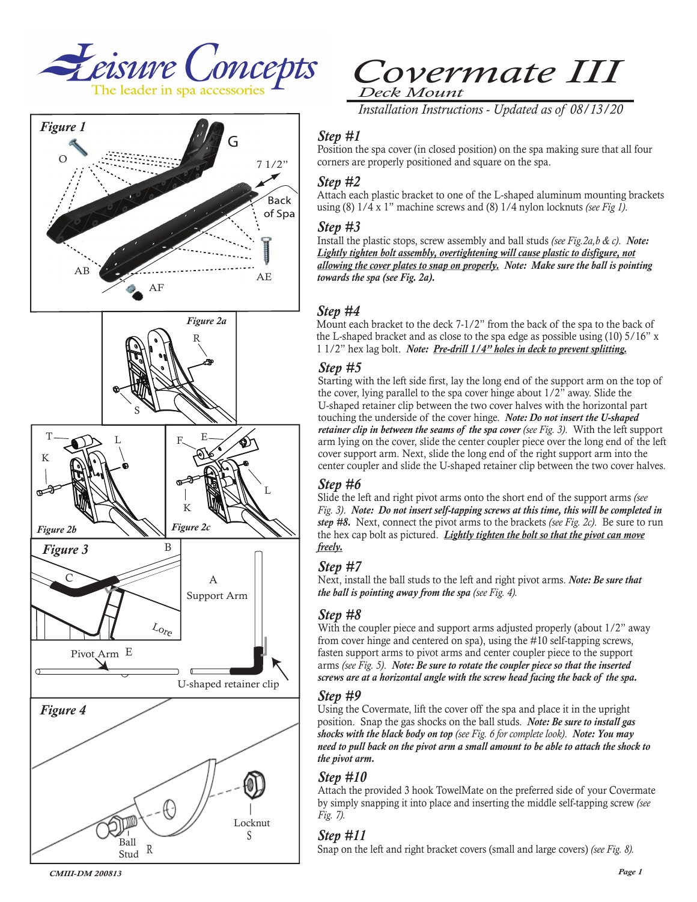Leisure Concepts
The leader in spa accessories

# Covermate III
## Deck Mount

*Installation Instructions - Updated as of 08/13/20*

Figure 1

O

G

7 1/2"

Back of Spa

AB

AE

AF

Figure 2a

R

S

T

L

K

Figure 2b

F

E

L

K

Figure 2c

Figure 3

B

C

A

Support Arm

Lore

Pivot Arm E

U-shaped retainer clip

Figure 4

Ball Stud R

Locknut S

### *Step #1*
Position the spa cover (in closed position) on the spa making sure that all four corners are properly positioned and square on the spa.

### *Step #2*
Attach each plastic bracket to one of the L-shaped aluminum mounting brackets using (8) 1/4 x 1" machine screws and (8) 1/4 nylon locknuts *(see Fig 1).*

### *Step #3*
Install the plastic stops, screw assembly and ball studs *(see Fig.2a,b & c).* ***Note: <u>Lightly tighten bolt assembly, overtightening will cause plastic to disfigure, not allowing the cover plates to snap on properly.</u> Note: Make sure the ball is pointing towards the spa (see Fig. 2a).***

### *Step #4*
Mount each bracket to the deck 7-1/2" from the back of the spa to the back of the L-shaped bracket and as close to the spa edge as possible using (10) 5/16" x 1 1/2" hex lag bolt. ***Note: <u>Pre-drill 1/4" holes in deck to prevent splitting.</u>***

### *Step #5*
Starting with the left side first, lay the long end of the support arm on the top of the cover, lying parallel to the spa cover hinge about 1/2" away. Slide the U-shaped retainer clip between the two cover halves with the horizontal part touching the underside of the cover hinge. ***Note: Do not insert the U-shaped retainer clip in between the seams of the spa cover*** *(see Fig. 3).* With the left support arm lying on the cover, slide the center coupler piece over the long end of the left cover support arm. Next, slide the long end of the right support arm into the center coupler and slide the U-shaped retainer clip between the two cover halves.

### *Step #6*
Slide the left and right pivot arms onto the short end of the support arms *(see Fig. 3).* ***Note: Do not insert self-tapping screws at this time, this will be completed in step #8.*** Next, connect the pivot arms to the brackets *(see Fig. 2c).* Be sure to run the hex cap bolt as pictured. ***<u>Lightly tighten the bolt so that the pivot can move freely.</u>***

### *Step #7*
Next, install the ball studs to the left and right pivot arms. ***Note: Be sure that the ball is pointing away from the spa*** *(see Fig. 4).*

### *Step #8*
With the coupler piece and support arms adjusted properly (about 1/2" away from cover hinge and centered on spa), using the #10 self-tapping screws, fasten support arms to pivot arms and center coupler piece to the support arms *(see Fig. 5).* ***Note: Be sure to rotate the coupler piece so that the inserted screws are at a horizontal angle with the screw head facing the back of the spa.***

### *Step #9*
Using the Covermate, lift the cover off the spa and place it in the upright position. Snap the gas shocks on the ball studs. ***Note: Be sure to install gas shocks with the black body on top*** *(see Fig. 6 for complete look).* ***Note: You may need to pull back on the pivot arm a small amount to be able to attach the shock to the pivot arm.***

### *Step #10*
Attach the provided 3 hook TowelMate on the preferred side of your Covermate by simply snapping it into place and inserting the middle self-tapping screw *(see Fig. 7).*

### *Step #11*
Snap on the left and right bracket covers (small and large covers) *(see Fig. 8).*

*CMIII-DM 200813*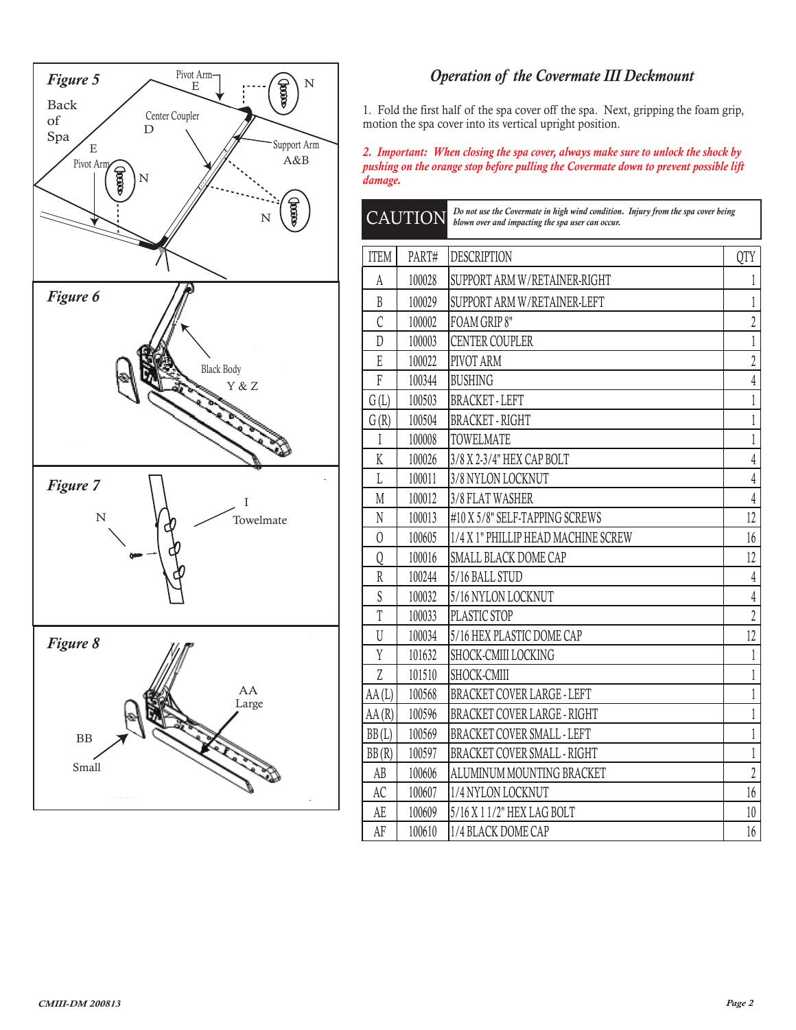**Figure 5**

Back of Spa

Pivot Arm E

Center Coupler D

Support Arm A&B

E Pivot Arm

N

N

N

**Figure 6**

Black Body Y & Z

**Figure 7**

N

I Towelmate

**Figure 8**

AA Large

BB Small

## *Operation of the Covermate III Deckmount*

1. Fold the first half of the spa cover off the spa. Next, gripping the foam grip, motion the spa cover into its vertical upright position.

*2. Important: When closing the spa cover, always make sure to unlock the shock by pushing on the orange stop before pulling the Covermate down to prevent possible lift damage.*

**CAUTION** *Do not use the Covermate in high wind condition. Injury from the spa cover being blown over and impacting the spa user can occur.*

| ITEM | PART# | DESCRIPTION | QTY |
|---|---|---|---|
| A | 100028 | SUPPORT ARM W/RETAINER-RIGHT | 1 |
| B | 100029 | SUPPORT ARM W/RETAINER-LEFT | 1 |
| C | 100002 | FOAM GRIP 8" | 2 |
| D | 100003 | CENTER COUPLER | 1 |
| E | 100022 | PIVOT ARM | 2 |
| F | 100344 | BUSHING | 4 |
| G (L) | 100503 | BRACKET - LEFT | 1 |
| G (R) | 100504 | BRACKET - RIGHT | 1 |
| I | 100008 | TOWELMATE | 1 |
| K | 100026 | 3/8 X 2-3/4" HEX CAP BOLT | 4 |
| L | 100011 | 3/8 NYLON LOCKNUT | 4 |
| M | 100012 | 3/8 FLAT WASHER | 4 |
| N | 100013 | #10 X 5/8" SELF-TAPPING SCREWS | 12 |
| O | 100605 | 1/4 X 1" PHILLIP HEAD MACHINE SCREW | 16 |
| Q | 100016 | SMALL BLACK DOME CAP | 12 |
| R | 100244 | 5/16 BALL STUD | 4 |
| S | 100032 | 5/16 NYLON LOCKNUT | 4 |
| T | 100033 | PLASTIC STOP | 2 |
| U | 100034 | 5/16 HEX PLASTIC DOME CAP | 12 |
| Y | 101632 | SHOCK-CMIII LOCKING | 1 |
| Z | 101510 | SHOCK-CMIII | 1 |
| AA (L) | 100568 | BRACKET COVER LARGE - LEFT | 1 |
| AA (R) | 100596 | BRACKET COVER LARGE - RIGHT | 1 |
| BB (L) | 100569 | BRACKET COVER SMALL - LEFT | 1 |
| BB (R) | 100597 | BRACKET COVER SMALL - RIGHT | 1 |
| AB | 100606 | ALUMINUM MOUNTING BRACKET | 2 |
| AC | 100607 | 1/4 NYLON LOCKNUT | 16 |
| AE | 100609 | 5/16 X 1 1/2" HEX LAG BOLT | 10 |
| AF | 100610 | 1/4 BLACK DOME CAP | 16 |